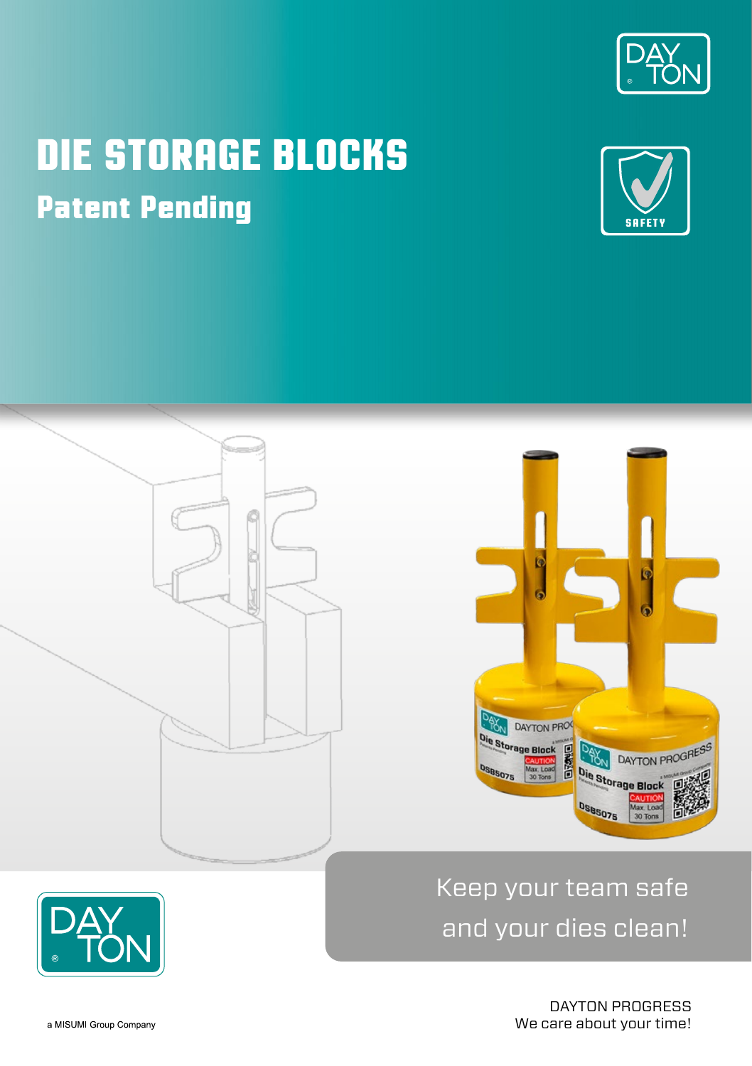# DIE STORAGE BLOCKS

## Patent Pending

SAFETY

Keep your team safe and your dies clean!

a MISUMI Group Company

DAYTON PROGRESS
We care about your time!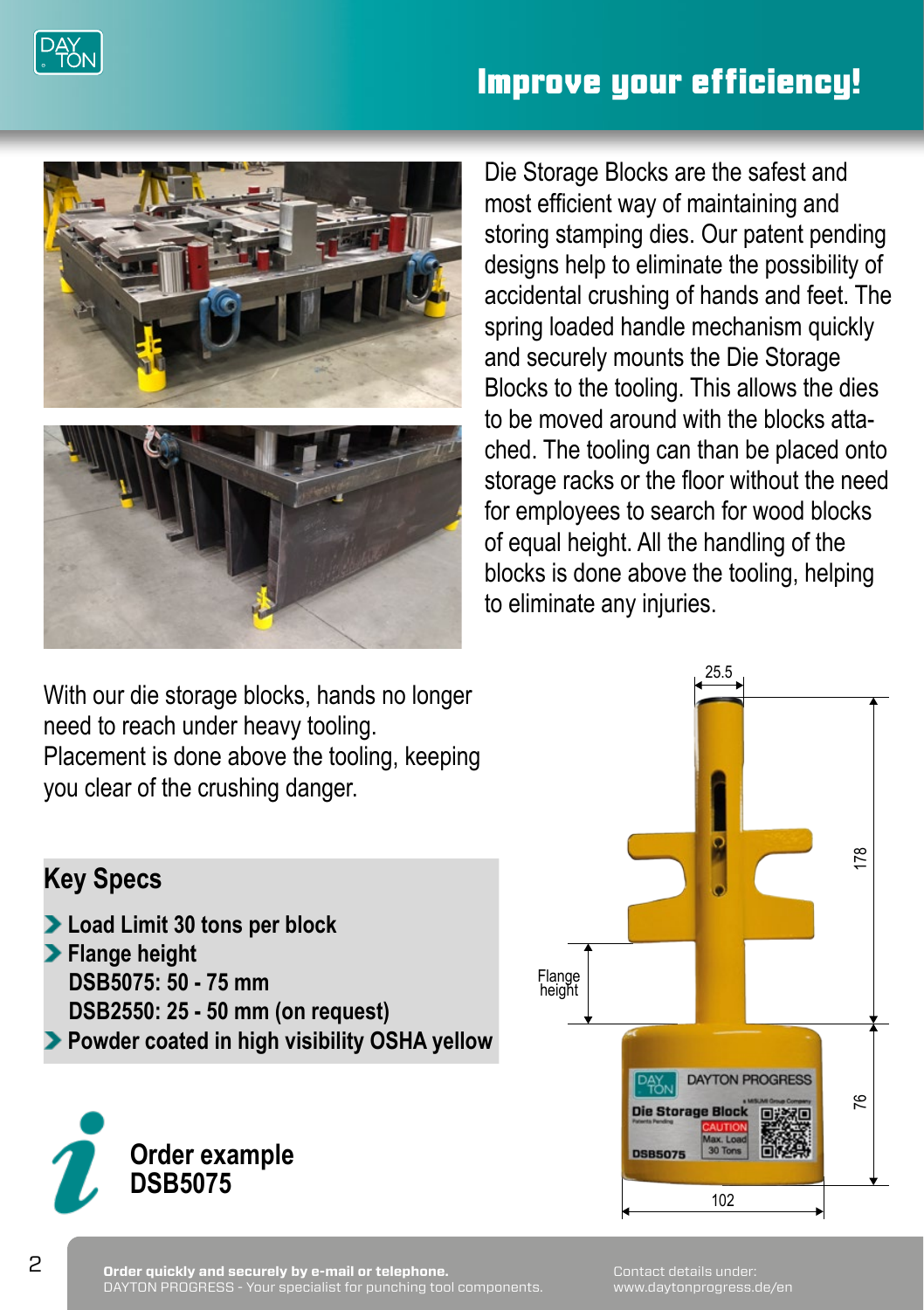# Improve your efficiency!

Die Storage Blocks are the safest and most efficient way of maintaining and storing stamping dies. Our patent pending designs help to eliminate the possibility of accidental crushing of hands and feet. The spring loaded handle mechanism quickly and securely mounts the Die Storage Blocks to the tooling. This allows the dies to be moved around with the blocks attached. The tooling can than be placed onto storage racks or the floor without the need for employees to search for wood blocks of equal height. All the handling of the blocks is done above the tooling, helping to eliminate any injuries.

With our die storage blocks, hands no longer need to reach under heavy tooling. Placement is done above the tooling, keeping you clear of the crushing danger.

## Key Specs

- **Load Limit 30 tons per block**
- **Flange height**
  **DSB5075: 50 - 75 mm**
  **DSB2550: 25 - 50 mm (on request)**
- **Powder coated in high visibility OSHA yellow**

**Order example**
**DSB5075**

25.5

178

Flange height

76

102

**Order quickly and securely by e-mail or telephone.**
DAYTON PROGRESS - Your specialist for punching tool components.

Contact details under:
www.daytonprogress.de/en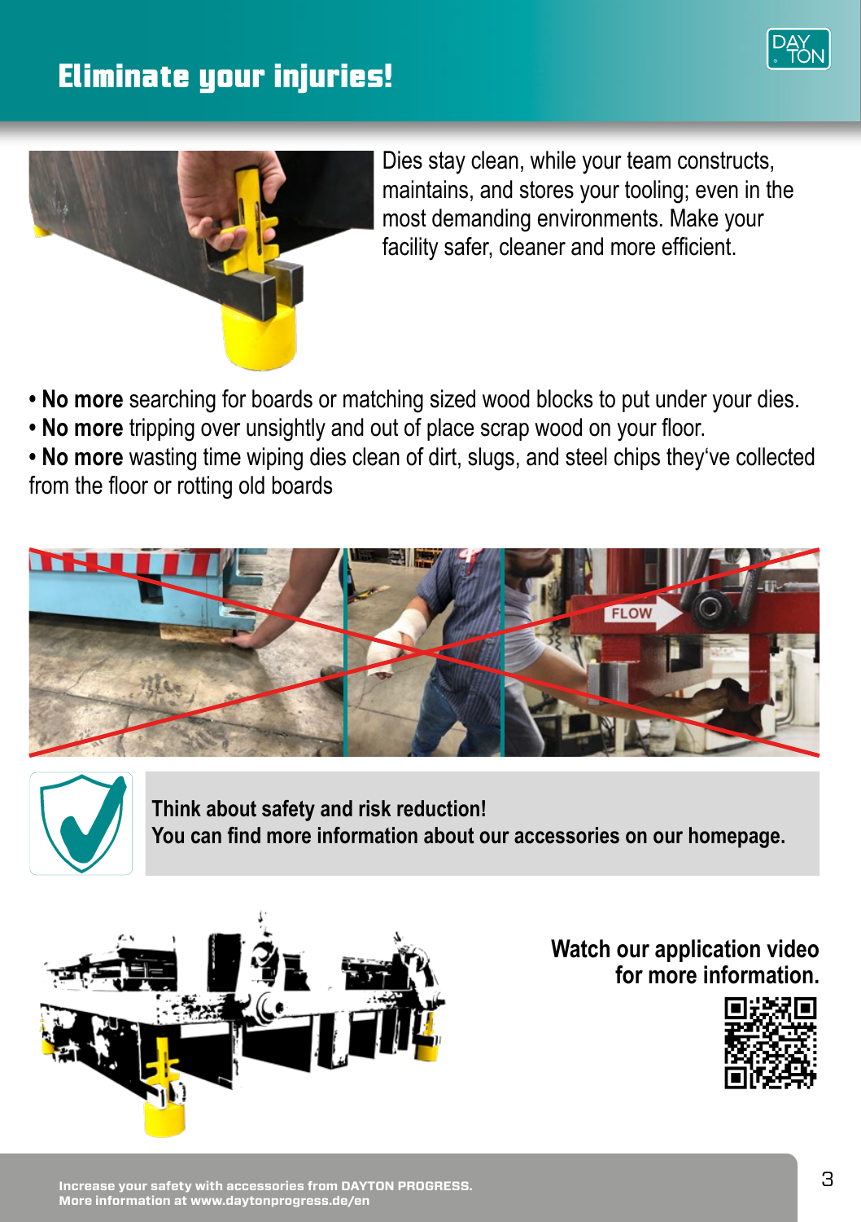# Eliminate your injuries!

Dies stay clean, while your team constructs, maintains, and stores your tooling; even in the most demanding environments. Make your facility safer, cleaner and more efficient.

- **No more** searching for boards or matching sized wood blocks to put under your dies.
- **No more** tripping over unsightly and out of place scrap wood on your floor.
- **No more** wasting time wiping dies clean of dirt, slugs, and steel chips they've collected from the floor or rotting old boards

**Think about safety and risk reduction!**
**You can find more information about our accessories on our homepage.**

**Watch our application video for more information.**

**Increase your safety with accessories from DAYTON PROGRESS.**
**More information at www.daytonprogress.de/en**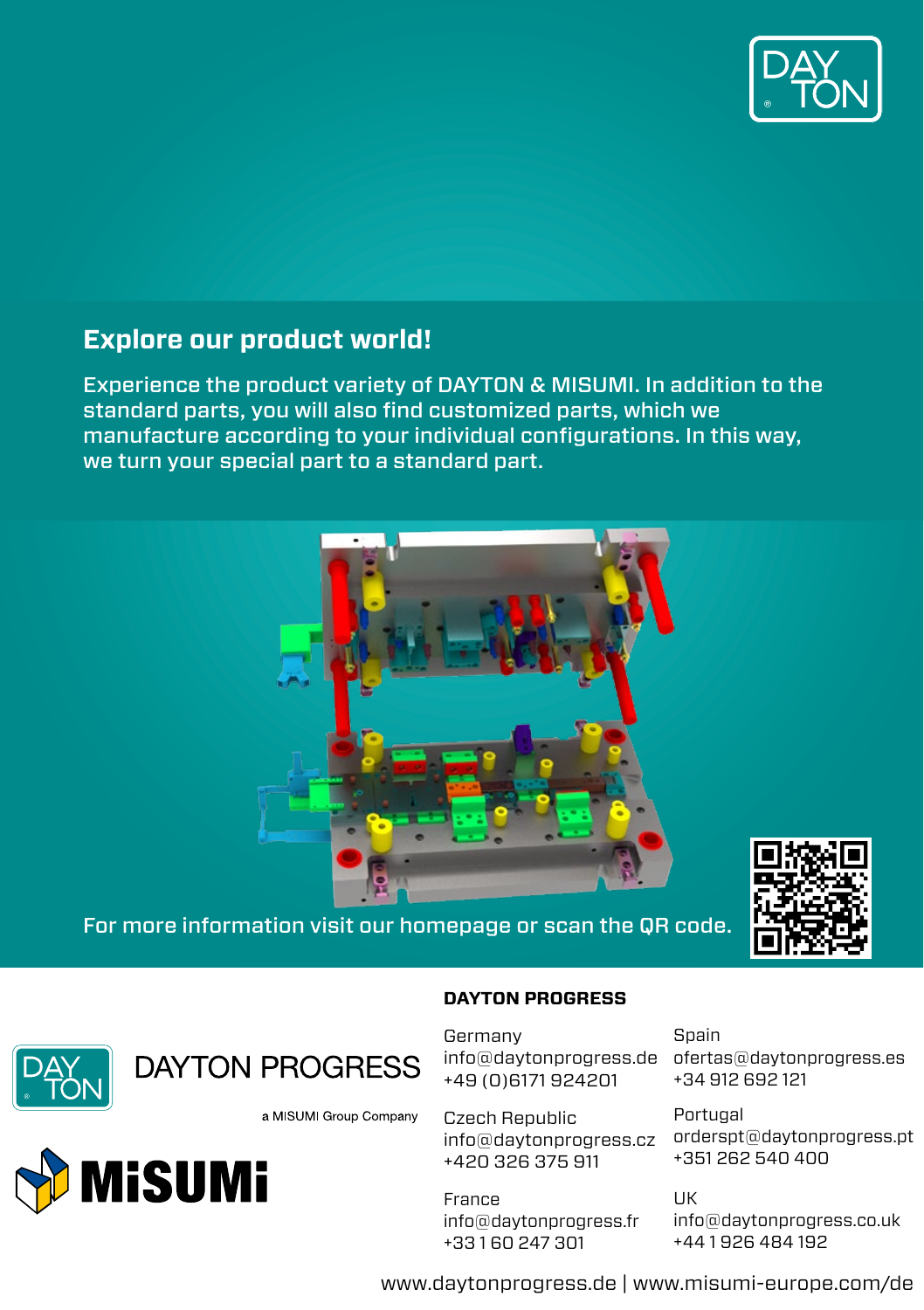## Explore our product world!

Experience the product variety of DAYTON & MISUMI. In addition to the standard parts, you will also find customized parts, which we manufacture according to your individual configurations. In this way, we turn your special part to a standard part.

For more information visit our homepage or scan the QR code.

DAYTON PROGRESS

a MISUMI Group Company

**DAYTON PROGRESS**

Germany
info@daytonprogress.de
+49 (0)6171 924201

Czech Republic
info@daytonprogress.cz
+420 326 375 911

France
info@daytonprogress.fr
+33 1 60 247 301

Spain
ofertas@daytonprogress.es
+34 912 692 121

Portugal
orderspt@daytonprogress.pt
+351 262 540 400

UK
info@daytonprogress.co.uk
+44 1 926 484 192

www.daytonprogress.de | www.misumi-europe.com/de